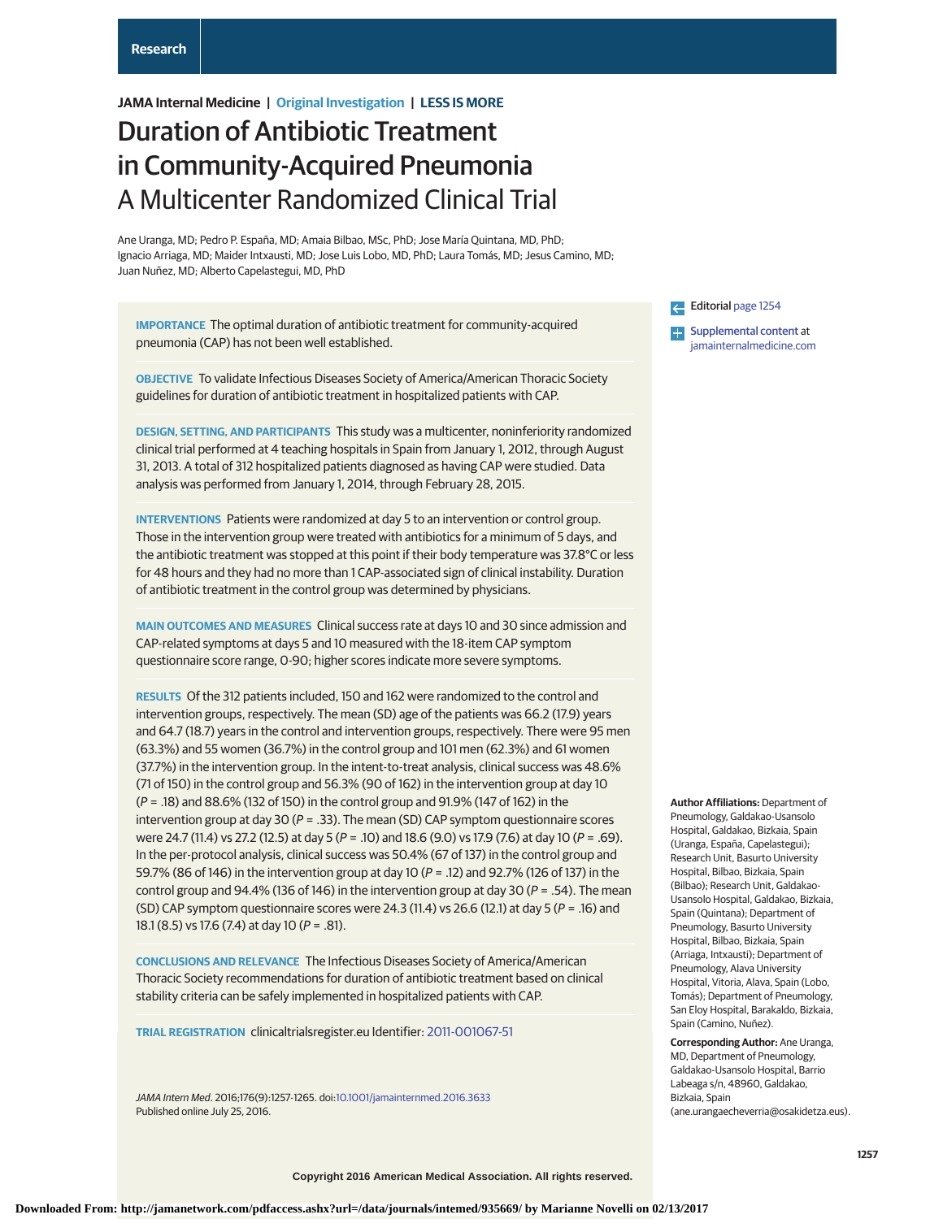Research

JAMA Internal Medicine | Original Investigation | LESS IS MORE

# Duration of Antibiotic Treatment in Community-Acquired Pneumonia
## A Multicenter Randomized Clinical Trial

Ane Uranga, MD; Pedro P. España, MD; Amaia Bilbao, MSc, PhD; Jose María Quintana, MD, PhD; Ignacio Arriaga, MD; Maider Intxausti, MD; Jose Luis Lobo, MD, PhD; Laura Tomás, MD; Jesus Camino, MD; Juan Nuñez, MD; Alberto Capelastegui, MD, PhD

**IMPORTANCE** The optimal duration of antibiotic treatment for community-acquired pneumonia (CAP) has not been well established.

**OBJECTIVE** To validate Infectious Diseases Society of America/American Thoracic Society guidelines for duration of antibiotic treatment in hospitalized patients with CAP.

**DESIGN, SETTING, AND PARTICIPANTS** This study was a multicenter, noninferiority randomized clinical trial performed at 4 teaching hospitals in Spain from January 1, 2012, through August 31, 2013. A total of 312 hospitalized patients diagnosed as having CAP were studied. Data analysis was performed from January 1, 2014, through February 28, 2015.

**INTERVENTIONS** Patients were randomized at day 5 to an intervention or control group. Those in the intervention group were treated with antibiotics for a minimum of 5 days, and the antibiotic treatment was stopped at this point if their body temperature was 37.8°C or less for 48 hours and they had no more than 1 CAP-associated sign of clinical instability. Duration of antibiotic treatment in the control group was determined by physicians.

**MAIN OUTCOMES AND MEASURES** Clinical success rate at days 10 and 30 since admission and CAP-related symptoms at days 5 and 10 measured with the 18-item CAP symptom questionnaire score range, 0-90; higher scores indicate more severe symptoms.

**RESULTS** Of the 312 patients included, 150 and 162 were randomized to the control and intervention groups, respectively. The mean (SD) age of the patients was 66.2 (17.9) years and 64.7 (18.7) years in the control and intervention groups, respectively. There were 95 men (63.3%) and 55 women (36.7%) in the control group and 101 men (62.3%) and 61 women (37.7%) in the intervention group. In the intent-to-treat analysis, clinical success was 48.6% (71 of 150) in the control group and 56.3% (90 of 162) in the intervention group at day 10 ($P = .18$) and 88.6% (132 of 150) in the control group and 91.9% (147 of 162) in the intervention group at day 30 ($P = .33$). The mean (SD) CAP symptom questionnaire scores were 24.7 (11.4) vs 27.2 (12.5) at day 5 ($P = .10$) and 18.6 (9.0) vs 17.9 (7.6) at day 10 ($P = .69$). In the per-protocol analysis, clinical success was 50.4% (67 of 137) in the control group and 59.7% (86 of 146) in the intervention group at day 10 ($P = .12$) and 92.7% (126 of 137) in the control group and 94.4% (136 of 146) in the intervention group at day 30 ($P = .54$). The mean (SD) CAP symptom questionnaire scores were 24.3 (11.4) vs 26.6 (12.1) at day 5 ($P = .16$) and 18.1 (8.5) vs 17.6 (7.4) at day 10 ($P = .81$).

**CONCLUSIONS AND RELEVANCE** The Infectious Diseases Society of America/American Thoracic Society recommendations for duration of antibiotic treatment based on clinical stability criteria can be safely implemented in hospitalized patients with CAP.

**TRIAL REGISTRATION** clinicaltrialsregister.eu Identifier: 2011-001067-51

*JAMA Intern Med*. 2016;176(9):1257-1265. doi:10.1001/jamainternmed.2016.3633
Published online July 25, 2016.

Editorial page 1254

Supplemental content at jamainternalmedicine.com

**Author Affiliations:** Department of Pneumology, Galdakao-Usansolo Hospital, Galdakao, Bizkaia, Spain (Uranga, España, Capelastegui); Research Unit, Basurto University Hospital, Bilbao, Bizkaia, Spain (Bilbao); Research Unit, Galdakao-Usansolo Hospital, Galdakao, Bizkaia, Spain (Quintana); Department of Pneumology, Basurto University Hospital, Bilbao, Bizkaia, Spain (Arriaga, Intxausti); Department of Pneumology, Alava University Hospital, Vitoria, Alava, Spain (Lobo, Tomás); Department of Pneumology, San Eloy Hospital, Barakaldo, Bizkaia, Spain (Camino, Nuñez).

**Corresponding Author:** Ane Uranga, MD, Department of Pneumology, Galdakao-Usansolo Hospital, Barrio Labeaga s/n, 48960, Galdakao, Bizkaia, Spain (ane.urangaecheverria@osakidetza.eus).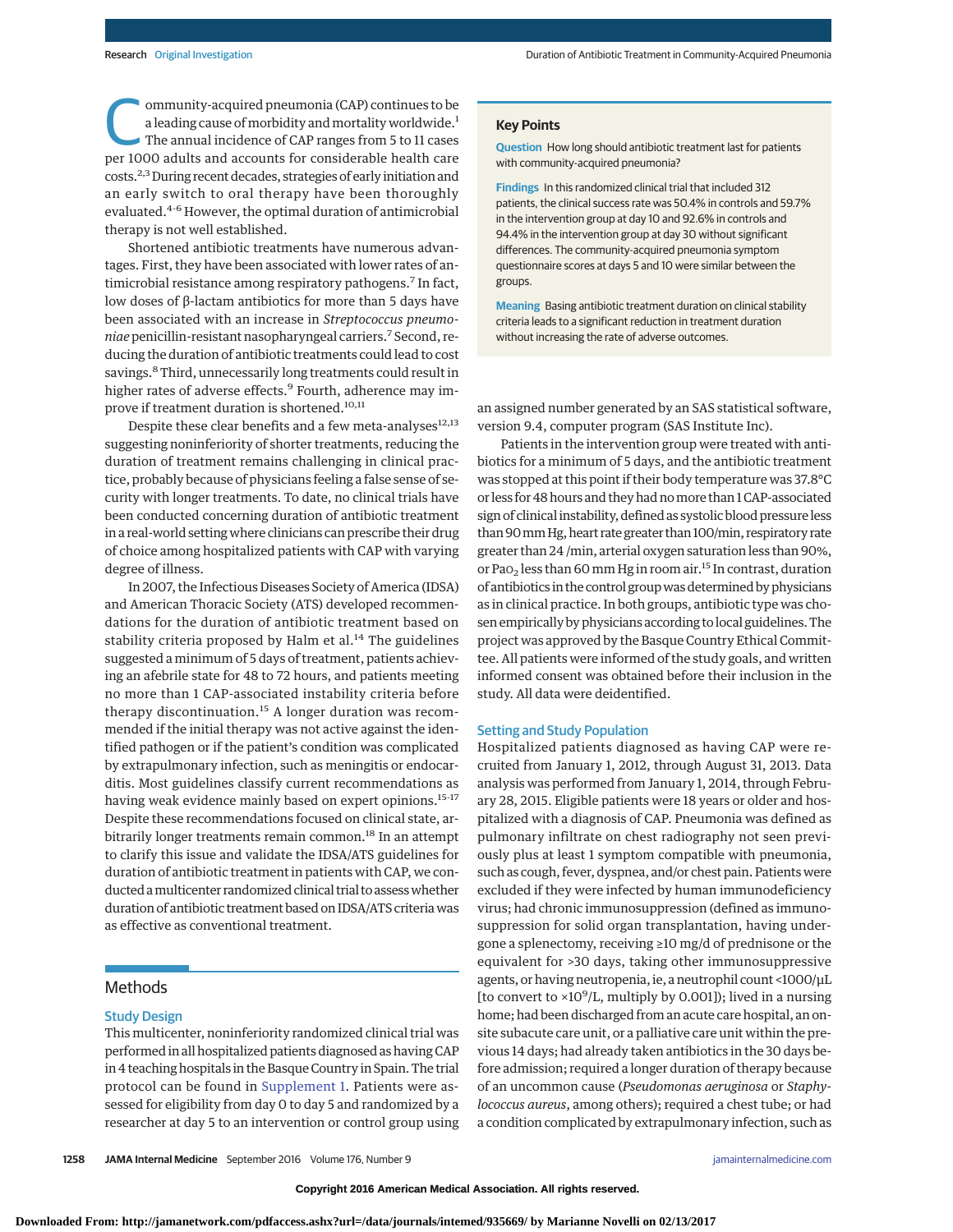Community-acquired pneumonia (CAP) continues to be a leading cause of morbidity and mortality worldwide.[1] The annual incidence of CAP ranges from 5 to 11 cases per 1000 adults and accounts for considerable health care costs.[2,3] During recent decades, strategies of early initiation and an early switch to oral therapy have been thoroughly evaluated.[4-6] However, the optimal duration of antimicrobial therapy is not well established.

Shortened antibiotic treatments have numerous advantages. First, they have been associated with lower rates of antimicrobial resistance among respiratory pathogens.[7] In fact, low doses of β-lactam antibiotics for more than 5 days have been associated with an increase in *Streptococcus pneumoniae* penicillin-resistant nasopharyngeal carriers.[7] Second, reducing the duration of antibiotic treatments could lead to cost savings.[8] Third, unnecessarily long treatments could result in higher rates of adverse effects.[9] Fourth, adherence may improve if treatment duration is shortened.[10,11]

Despite these clear benefits and a few meta-analyses[12,13] suggesting noninferiority of shorter treatments, reducing the duration of treatment remains challenging in clinical practice, probably because of physicians feeling a false sense of security with longer treatments. To date, no clinical trials have been conducted concerning duration of antibiotic treatment in a real-world setting where clinicians can prescribe their drug of choice among hospitalized patients with CAP with varying degree of illness.

In 2007, the Infectious Diseases Society of America (IDSA) and American Thoracic Society (ATS) developed recommendations for the duration of antibiotic treatment based on stability criteria proposed by Halm et al.[14] The guidelines suggested a minimum of 5 days of treatment, patients achieving an afebrile state for 48 to 72 hours, and patients meeting no more than 1 CAP-associated instability criteria before therapy discontinuation.[15] A longer duration was recommended if the initial therapy was not active against the identified pathogen or if the patient's condition was complicated by extrapulmonary infection, such as meningitis or endocarditis. Most guidelines classify current recommendations as having weak evidence mainly based on expert opinions.[15-17] Despite these recommendations focused on clinical state, arbitrarily longer treatments remain common.[18] In an attempt to clarify this issue and validate the IDSA/ATS guidelines for duration of antibiotic treatment in patients with CAP, we conducted a multicenter randomized clinical trial to assess whether duration of antibiotic treatment based on IDSA/ATS criteria was as effective as conventional treatment.

> **Key Points**
>
> **Question** How long should antibiotic treatment last for patients with community-acquired pneumonia?
>
> **Findings** In this randomized clinical trial that included 312 patients, the clinical success rate was 50.4% in controls and 59.7% in the intervention group at day 10 and 92.6% in controls and 94.4% in the intervention group at day 30 without significant differences. The community-acquired pneumonia symptom questionnaire scores at days 5 and 10 were similar between the groups.
>
> **Meaning** Basing antibiotic treatment duration on clinical stability criteria leads to a significant reduction in treatment duration without increasing the rate of adverse outcomes.

## Methods

### Study Design

This multicenter, noninferiority randomized clinical trial was performed in all hospitalized patients diagnosed as having CAP in 4 teaching hospitals in the Basque Country in Spain. The trial protocol can be found in Supplement 1. Patients were assessed for eligibility from day 0 to day 5 and randomized by a researcher at day 5 to an intervention or control group using an assigned number generated by an SAS statistical software, version 9.4, computer program (SAS Institute Inc).

Patients in the intervention group were treated with antibiotics for a minimum of 5 days, and the antibiotic treatment was stopped at this point if their body temperature was 37.8°C or less for 48 hours and they had no more than 1 CAP-associated sign of clinical instability, defined as systolic blood pressure less than 90 mm Hg, heart rate greater than 100/min, respiratory rate greater than 24 /min, arterial oxygen saturation less than 90%, or $PaO_2$ less than 60 mm Hg in room air.[15] In contrast, duration of antibiotics in the control group was determined by physicians as in clinical practice. In both groups, antibiotic type was chosen empirically by physicians according to local guidelines. The project was approved by the Basque Country Ethical Committee. All patients were informed of the study goals, and written informed consent was obtained before their inclusion in the study. All data were deidentified.

### Setting and Study Population

Hospitalized patients diagnosed as having CAP were recruited from January 1, 2012, through August 31, 2013. Data analysis was performed from January 1, 2014, through February 28, 2015. Eligible patients were 18 years or older and hospitalized with a diagnosis of CAP. Pneumonia was defined as pulmonary infiltrate on chest radiography not seen previously plus at least 1 symptom compatible with pneumonia, such as cough, fever, dyspnea, and/or chest pain. Patients were excluded if they were infected by human immunodeficiency virus; had chronic immunosuppression (defined as immunosuppression for solid organ transplantation, having undergone a splenectomy, receiving ≥10 mg/d of prednisone or the equivalent for >30 days, taking other immunosuppressive agents, or having neutropenia, ie, a neutrophil count <1000/μL [to convert to $\times 10^9$/L, multiply by 0.001]); lived in a nursing home; had been discharged from an acute care hospital, an onsite subacute care unit, or a palliative care unit within the previous 14 days; had already taken antibiotics in the 30 days before admission; required a longer duration of therapy because of an uncommon cause (*Pseudomonas aeruginosa* or *Staphylococcus aureus*, among others); required a chest tube; or had a condition complicated by extrapulmonary infection, such as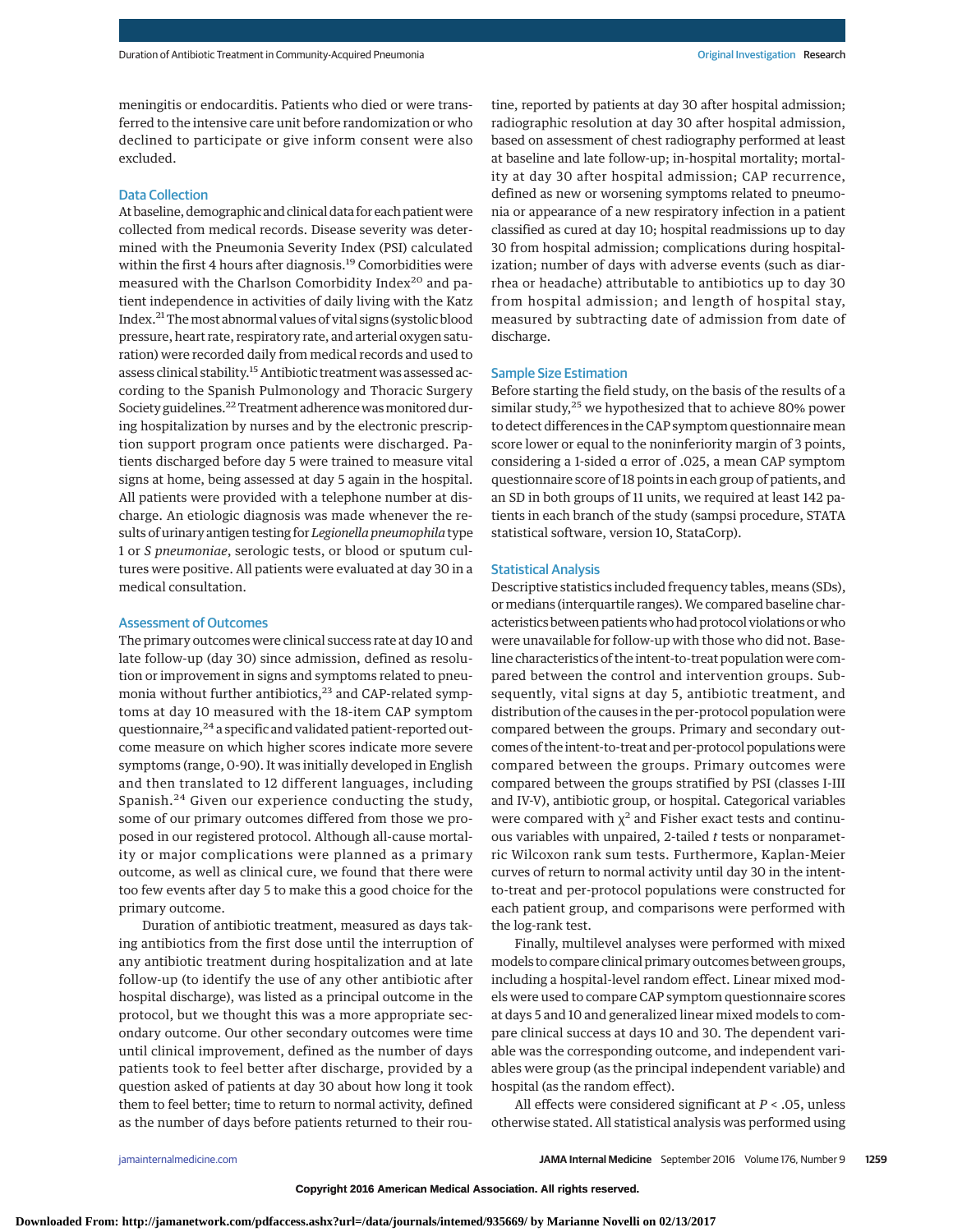meningitis or endocarditis. Patients who died or were transferred to the intensive care unit before randomization or who declined to participate or give inform consent were also excluded.

### Data Collection

At baseline, demographic and clinical data for each patient were collected from medical records. Disease severity was determined with the Pneumonia Severity Index (PSI) calculated within the first 4 hours after diagnosis.[19] Comorbidities were measured with the Charlson Comorbidity Index[20] and patient independence in activities of daily living with the Katz Index.[21] The most abnormal values of vital signs (systolic blood pressure, heart rate, respiratory rate, and arterial oxygen saturation) were recorded daily from medical records and used to assess clinical stability.[15] Antibiotic treatment was assessed according to the Spanish Pulmonology and Thoracic Surgery Society guidelines.[22] Treatment adherence was monitored during hospitalization by nurses and by the electronic prescription support program once patients were discharged. Patients discharged before day 5 were trained to measure vital signs at home, being assessed at day 5 again in the hospital. All patients were provided with a telephone number at discharge. An etiologic diagnosis was made whenever the results of urinary antigen testing for *Legionella pneumophila* type 1 or *S pneumoniae*, serologic tests, or blood or sputum cultures were positive. All patients were evaluated at day 30 in a medical consultation.

### Assessment of Outcomes

The primary outcomes were clinical success rate at day 10 and late follow-up (day 30) since admission, defined as resolution or improvement in signs and symptoms related to pneumonia without further antibiotics,[23] and CAP-related symptoms at day 10 measured with the 18-item CAP symptom questionnaire,[24] a specific and validated patient-reported outcome measure on which higher scores indicate more severe symptoms (range, 0-90). It was initially developed in English and then translated to 12 different languages, including Spanish.[24] Given our experience conducting the study, some of our primary outcomes differed from those we proposed in our registered protocol. Although all-cause mortality or major complications were planned as a primary outcome, as well as clinical cure, we found that there were too few events after day 5 to make this a good choice for the primary outcome.

Duration of antibiotic treatment, measured as days taking antibiotics from the first dose until the interruption of any antibiotic treatment during hospitalization and at late follow-up (to identify the use of any other antibiotic after hospital discharge), was listed as a principal outcome in the protocol, but we thought this was a more appropriate secondary outcome. Our other secondary outcomes were time until clinical improvement, defined as the number of days patients took to feel better after discharge, provided by a question asked of patients at day 30 about how long it took them to feel better; time to return to normal activity, defined as the number of days before patients returned to their routine, reported by patients at day 30 after hospital admission; radiographic resolution at day 30 after hospital admission, based on assessment of chest radiography performed at least at baseline and late follow-up; in-hospital mortality; mortality at day 30 after hospital admission; CAP recurrence, defined as new or worsening symptoms related to pneumonia or appearance of a new respiratory infection in a patient classified as cured at day 10; hospital readmissions up to day 30 from hospital admission; complications during hospitalization; number of days with adverse events (such as diarrhea or headache) attributable to antibiotics up to day 30 from hospital admission; and length of hospital stay, measured by subtracting date of admission from date of discharge.

### Sample Size Estimation

Before starting the field study, on the basis of the results of a similar study,[25] we hypothesized that to achieve 80% power to detect differences in the CAP symptom questionnaire mean score lower or equal to the noninferiority margin of 3 points, considering a 1-sided α error of .025, a mean CAP symptom questionnaire score of 18 points in each group of patients, and an SD in both groups of 11 units, we required at least 142 patients in each branch of the study (sampsi procedure, STATA statistical software, version 10, StataCorp).

### Statistical Analysis

Descriptive statistics included frequency tables, means (SDs), or medians (interquartile ranges). We compared baseline characteristics between patients who had protocol violations or who were unavailable for follow-up with those who did not. Baseline characteristics of the intent-to-treat population were compared between the control and intervention groups. Subsequently, vital signs at day 5, antibiotic treatment, and distribution of the causes in the per-protocol population were compared between the groups. Primary and secondary outcomes of the intent-to-treat and per-protocol populations were compared between the groups. Primary outcomes were compared between the groups stratified by PSI (classes I-III and IV-V), antibiotic group, or hospital. Categorical variables were compared with $\chi^2$ and Fisher exact tests and continuous variables with unpaired, 2-tailed *t* tests or nonparametric Wilcoxon rank sum tests. Furthermore, Kaplan-Meier curves of return to normal activity until day 30 in the intent-to-treat and per-protocol populations were constructed for each patient group, and comparisons were performed with the log-rank test.

Finally, multilevel analyses were performed with mixed models to compare clinical primary outcomes between groups, including a hospital-level random effect. Linear mixed models were used to compare CAP symptom questionnaire scores at days 5 and 10 and generalized linear mixed models to compare clinical success at days 10 and 30. The dependent variable was the corresponding outcome, and independent variables were group (as the principal independent variable) and hospital (as the random effect).

All effects were considered significant at $P < .05$, unless otherwise stated. All statistical analysis was performed using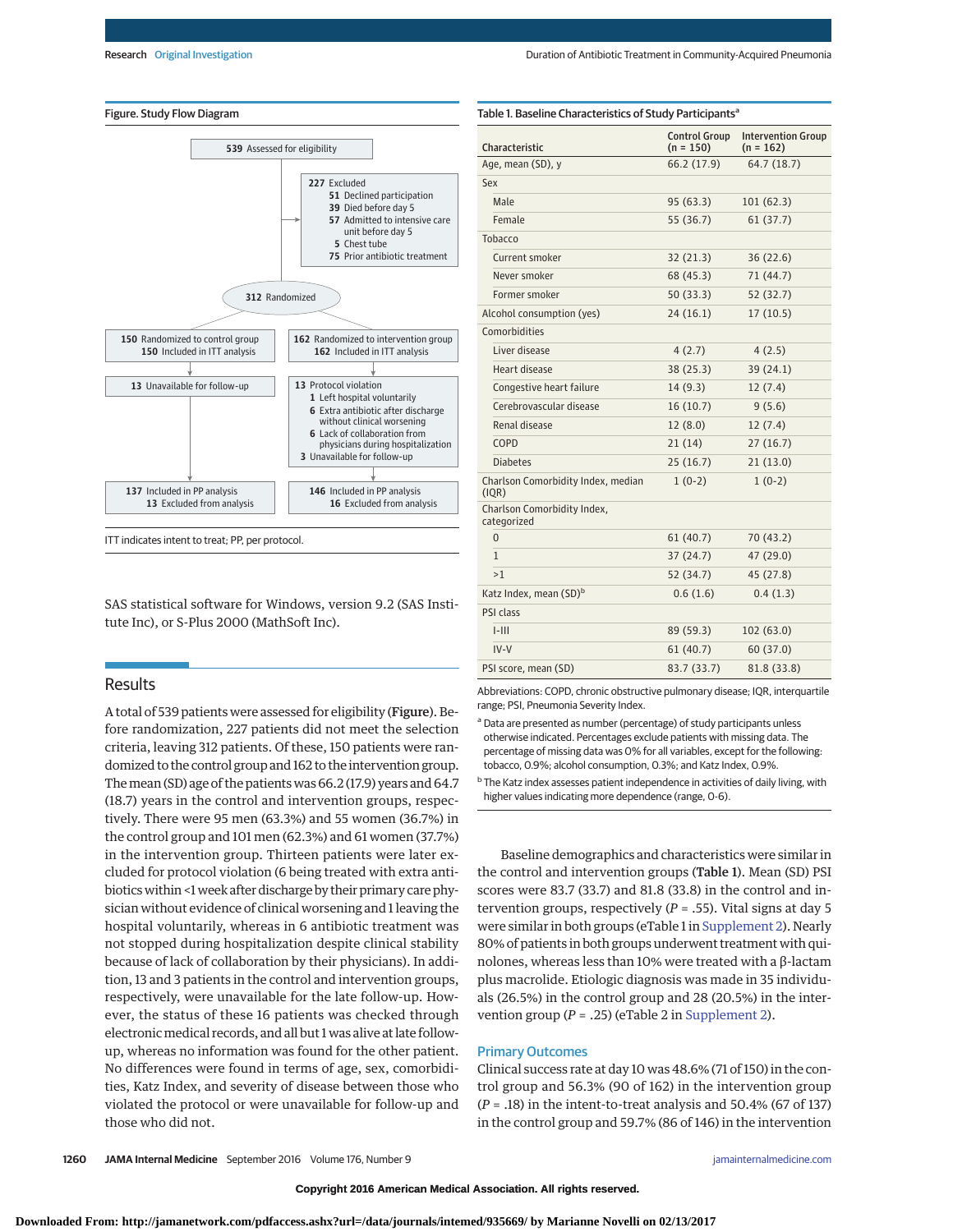**Figure. Study Flow Diagram**

539 Assessed for eligibility

227 Excluded
- 51 Declined participation
- 39 Died before day 5
- 57 Admitted to intensive care unit before day 5
- 5 Chest tube
- 75 Prior antibiotic treatment

312 Randomized

150 Randomized to control group
150 Included in ITT analysis

13 Unavailable for follow-up

137 Included in PP analysis
13 Excluded from analysis

162 Randomized to intervention group
162 Included in ITT analysis

13 Protocol violation
- 1 Left hospital voluntarily
- 6 Extra antibiotic after discharge without clinical worsening
- 6 Lack of collaboration from physicians during hospitalization

3 Unavailable for follow-up

146 Included in PP analysis
16 Excluded from analysis

ITT indicates intent to treat; PP, per protocol.

SAS statistical software for Windows, version 9.2 (SAS Institute Inc), or S-Plus 2000 (MathSoft Inc).

## Results

A total of 539 patients were assessed for eligibility (Figure). Before randomization, 227 patients did not meet the selection criteria, leaving 312 patients. Of these, 150 patients were randomized to the control group and 162 to the intervention group. The mean (SD) age of the patients was 66.2 (17.9) years and 64.7 (18.7) years in the control and intervention groups, respectively. There were 95 men (63.3%) and 55 women (36.7%) in the control group and 101 men (62.3%) and 61 women (37.7%) in the intervention group. Thirteen patients were later excluded for protocol violation (6 being treated with extra antibiotics within <1 week after discharge by their primary care physician without evidence of clinical worsening and 1 leaving the hospital voluntarily, whereas in 6 antibiotic treatment was not stopped during hospitalization despite clinical stability because of lack of collaboration by their physicians). In addition, 13 and 3 patients in the control and intervention groups, respectively, were unavailable for the late follow-up. However, the status of these 16 patients was checked through electronic medical records, and all but 1 was alive at late follow-up, whereas no information was found for the other patient. No differences were found in terms of age, sex, comorbidities, Katz Index, and severity of disease between those who violated the protocol or were unavailable for follow-up and those who did not.

**Table 1. Baseline Characteristics of Study Participants[a]**

| Characteristic | Control Group (n = 150) | Intervention Group (n = 162) |
|---|---|---|
| Age, mean (SD), y | 66.2 (17.9) | 64.7 (18.7) |
| Sex | | |
| Male | 95 (63.3) | 101 (62.3) |
| Female | 55 (36.7) | 61 (37.7) |
| Tobacco | | |
| Current smoker | 32 (21.3) | 36 (22.6) |
| Never smoker | 68 (45.3) | 71 (44.7) |
| Former smoker | 50 (33.3) | 52 (32.7) |
| Alcohol consumption (yes) | 24 (16.1) | 17 (10.5) |
| Comorbidities | | |
| Liver disease | 4 (2.7) | 4 (2.5) |
| Heart disease | 38 (25.3) | 39 (24.1) |
| Congestive heart failure | 14 (9.3) | 12 (7.4) |
| Cerebrovascular disease | 16 (10.7) | 9 (5.6) |
| Renal disease | 12 (8.0) | 12 (7.4) |
| COPD | 21 (14) | 27 (16.7) |
| Diabetes | 25 (16.7) | 21 (13.0) |
| Charlson Comorbidity Index, median (IQR) | 1 (0-2) | 1 (0-2) |
| Charlson Comorbidity Index, categorized | | |
| 0 | 61 (40.7) | 70 (43.2) |
| 1 | 37 (24.7) | 47 (29.0) |
| >1 | 52 (34.7) | 45 (27.8) |
| Katz Index, mean (SD)[b] | 0.6 (1.6) | 0.4 (1.3) |
| PSI class | | |
| I-III | 89 (59.3) | 102 (63.0) |
| IV-V | 61 (40.7) | 60 (37.0) |
| PSI score, mean (SD) | 83.7 (33.7) | 81.8 (33.8) |

Abbreviations: COPD, chronic obstructive pulmonary disease; IQR, interquartile range; PSI, Pneumonia Severity Index.

[a] Data are presented as number (percentage) of study participants unless otherwise indicated. Percentages exclude patients with missing data. The percentage of missing data was 0% for all variables, except for the following: tobacco, 0.9%; alcohol consumption, 0.3%; and Katz Index, 0.9%.

[b] The Katz index assesses patient independence in activities of daily living, with higher values indicating more dependence (range, 0-6).

Baseline demographics and characteristics were similar in the control and intervention groups (Table 1). Mean (SD) PSI scores were 83.7 (33.7) and 81.8 (33.8) in the control and intervention groups, respectively ($P$ = .55). Vital signs at day 5 were similar in both groups (eTable 1 in Supplement 2). Nearly 80% of patients in both groups underwent treatment with quinolones, whereas less than 10% were treated with a β-lactam plus macrolide. Etiologic diagnosis was made in 35 individuals (26.5%) in the control group and 28 (20.5%) in the intervention group ($P$ = .25) (eTable 2 in Supplement 2).

### Primary Outcomes

Clinical success rate at day 10 was 48.6% (71 of 150) in the control group and 56.3% (90 of 162) in the intervention group ($P$ = .18) in the intent-to-treat analysis and 50.4% (67 of 137) in the control group and 59.7% (86 of 146) in the intervention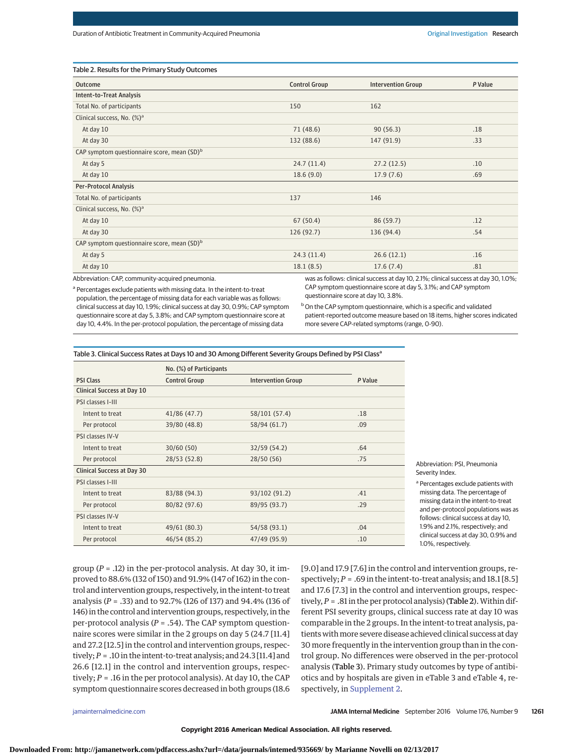Table 2. Results for the Primary Study Outcomes

| Outcome | Control Group | Intervention Group | P Value |
|---|---|---|---|
| **Intent-to-Treat Analysis** | | | |
| Total No. of participants | 150 | 162 | |
| Clinical success, No. (%)[a] | | | |
| At day 10 | 71 (48.6) | 90 (56.3) | .18 |
| At day 30 | 132 (88.6) | 147 (91.9) | .33 |
| CAP symptom questionnaire score, mean (SD)[b] | | | |
| At day 5 | 24.7 (11.4) | 27.2 (12.5) | .10 |
| At day 10 | 18.6 (9.0) | 17.9 (7.6) | .69 |
| **Per-Protocol Analysis** | | | |
| Total No. of participants | 137 | 146 | |
| Clinical success, No. (%)[a] | | | |
| At day 10 | 67 (50.4) | 86 (59.7) | .12 |
| At day 30 | 126 (92.7) | 136 (94.4) | .54 |
| CAP symptom questionnaire score, mean (SD)[b] | | | |
| At day 5 | 24.3 (11.4) | 26.6 (12.1) | .16 |
| At day 10 | 18.1 (8.5) | 17.6 (7.4) | .81 |

Abbreviation: CAP, community-acquired pneumonia.

[a] Percentages exclude patients with missing data. In the intent-to-treat population, the percentage of missing data for each variable was as follows: clinical success at day 10, 1.9%; clinical success at day 30, 0.9%; CAP symptom questionnaire score at day 5, 3.8%; and CAP symptom questionnaire score at day 10, 4.4%. In the per-protocol population, the percentage of missing data was as follows: clinical success at day 10, 2.1%; clinical success at day 30, 1.0%; CAP symptom questionnaire score at day 5, 3.1%; and CAP symptom questionnaire score at day 10, 3.8%.

[b] On the CAP symptom questionnaire, which is a specific and validated patient-reported outcome measure based on 18 items, higher scores indicated more severe CAP-related symptoms (range, 0-90).

Table 3. Clinical Success Rates at Days 10 and 30 Among Different Severity Groups Defined by PSI Class[a]

| | No. (%) of Participants | | |
|---|---|---|---|
| PSI Class | Control Group | Intervention Group | P Value |
| **Clinical Success at Day 10** | | | |
| PSI classes I-III | | | |
| Intent to treat | 41/86 (47.7) | 58/101 (57.4) | .18 |
| Per protocol | 39/80 (48.8) | 58/94 (61.7) | .09 |
| PSI classes IV-V | | | |
| Intent to treat | 30/60 (50) | 32/59 (54.2) | .64 |
| Per protocol | 28/53 (52.8) | 28/50 (56) | .75 |
| **Clinical Success at Day 30** | | | |
| PSI classes I-III | | | |
| Intent to treat | 83/88 (94.3) | 93/102 (91.2) | .41 |
| Per protocol | 80/82 (97.6) | 89/95 (93.7) | .29 |
| PSI classes IV-V | | | |
| Intent to treat | 49/61 (80.3) | 54/58 (93.1) | .04 |
| Per protocol | 46/54 (85.2) | 47/49 (95.9) | .10 |

Abbreviation: PSI, Pneumonia Severity Index.

[a] Percentages exclude patients with missing data. The percentage of missing data in the intent-to-treat and per-protocol populations was as follows: clinical success at day 10, 1.9% and 2.1%, respectively; and clinical success at day 30, 0.9% and 1.0%, respectively.

group ($P = .12$) in the per-protocol analysis. At day 30, it improved to 88.6% (132 of 150) and 91.9% (147 of 162) in the control and intervention groups, respectively, in the intent-to treat analysis ($P = .33$) and to 92.7% (126 of 137) and 94.4% (136 of 146) in the control and intervention groups, respectively, in the per-protocol analysis ($P = .54$). The CAP symptom questionnaire scores were similar in the 2 groups on day 5 (24.7 [11.4] and 27.2 [12.5] in the control and intervention groups, respectively; $P = .10$ in the intent-to-treat analysis; and 24.3 [11.4] and 26.6 [12.1] in the control and intervention groups, respectively; $P = .16$ in the per protocol analysis). At day 10, the CAP symptom questionnaire scores decreased in both groups (18.6 [9.0] and 17.9 [7.6] in the control and intervention groups, respectively; $P = .69$ in the intent-to-treat analysis; and 18.1 [8.5] and 17.6 [7.3] in the control and intervention groups, respectively, $P = .81$ in the per protocol analysis) (Table 2). Within different PSI severity groups, clinical success rate at day 10 was comparable in the 2 groups. In the intent-to treat analysis, patients with more severe disease achieved clinical success at day 30 more frequently in the intervention group than in the control group. No differences were observed in the per-protocol analysis (Table 3). Primary study outcomes by type of antibiotics and by hospitals are given in eTable 3 and eTable 4, respectively, in Supplement 2.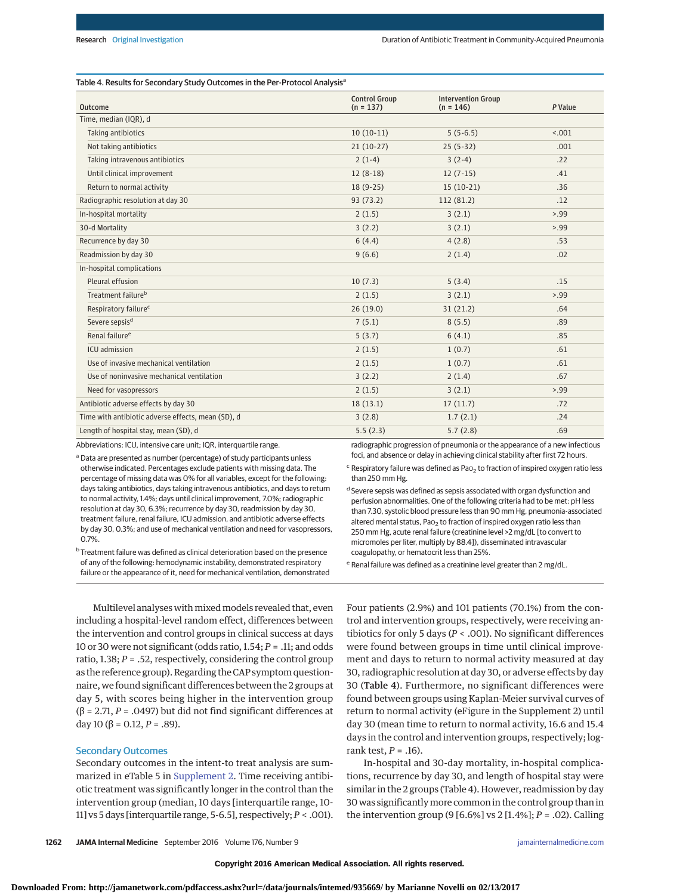Table 4. Results for Secondary Study Outcomes in the Per-Protocol Analysis[a]

| Outcome | Control Group (n = 137) | Intervention Group (n = 146) | *P* Value |
|---|---|---|---|
| Time, median (IQR), d | | | |
| Taking antibiotics | 10 (10-11) | 5 (5-6.5) | <.001 |
| Not taking antibiotics | 21 (10-27) | 25 (5-32) | .001 |
| Taking intravenous antibiotics | 2 (1-4) | 3 (2-4) | .22 |
| Until clinical improvement | 12 (8-18) | 12 (7-15) | .41 |
| Return to normal activity | 18 (9-25) | 15 (10-21) | .36 |
| Radiographic resolution at day 30 | 93 (73.2) | 112 (81.2) | .12 |
| In-hospital mortality | 2 (1.5) | 3 (2.1) | >.99 |
| 30-d Mortality | 3 (2.2) | 3 (2.1) | >.99 |
| Recurrence by day 30 | 6 (4.4) | 4 (2.8) | .53 |
| Readmission by day 30 | 9 (6.6) | 2 (1.4) | .02 |
| In-hospital complications | | | |
| Pleural effusion | 10 (7.3) | 5 (3.4) | .15 |
| Treatment failure[b] | 2 (1.5) | 3 (2.1) | >.99 |
| Respiratory failure[c] | 26 (19.0) | 31 (21.2) | .64 |
| Severe sepsis[d] | 7 (5.1) | 8 (5.5) | .89 |
| Renal failure[e] | 5 (3.7) | 6 (4.1) | .85 |
| ICU admission | 2 (1.5) | 1 (0.7) | .61 |
| Use of invasive mechanical ventilation | 2 (1.5) | 1 (0.7) | .61 |
| Use of noninvasive mechanical ventilation | 3 (2.2) | 2 (1.4) | .67 |
| Need for vasopressors | 2 (1.5) | 3 (2.1) | >.99 |
| Antibiotic adverse effects by day 30 | 18 (13.1) | 17 (11.7) | .72 |
| Time with antibiotic adverse effects, mean (SD), d | 3 (2.8) | 1.7 (2.1) | .24 |
| Length of hospital stay, mean (SD), d | 5.5 (2.3) | 5.7 (2.8) | .69 |

Abbreviations: ICU, intensive care unit; IQR, interquartile range.

[a] Data are presented as number (percentage) of study participants unless otherwise indicated. Percentages exclude patients with missing data. The percentage of missing data was 0% for all variables, except for the following: days taking antibiotics, days taking intravenous antibiotics, and days to return to normal activity, 1.4%; days until clinical improvement, 7.0%; radiographic resolution at day 30, 6.3%; recurrence by day 30, readmission by day 30, treatment failure, renal failure, ICU admission, and antibiotic adverse effects by day 30, 0.3%; and use of mechanical ventilation and need for vasopressors, 0.7%.

[b] Treatment failure was defined as clinical deterioration based on the presence of any of the following: hemodynamic instability, demonstrated respiratory failure or the appearance of it, need for mechanical ventilation, demonstrated radiographic progression of pneumonia or the appearance of a new infectious foci, and absence or delay in achieving clinical stability after first 72 hours.

[c] Respiratory failure was defined as $Pa_{O_2}$ to fraction of inspired oxygen ratio less than 250 mm Hg.

[d] Severe sepsis was defined as sepsis associated with organ dysfunction and perfusion abnormalities. One of the following criteria had to be met: pH less than 7.30, systolic blood pressure less than 90 mm Hg, pneumonia-associated altered mental status, $Pa_{O_2}$ to fraction of inspired oxygen ratio less than 250 mm Hg, acute renal failure (creatinine level >2 mg/dL [to convert to micromoles per liter, multiply by 88.4]), disseminated intravascular coagulopathy, or hematocrit less than 25%.

[e] Renal failure was defined as a creatinine level greater than 2 mg/dL.

Multilevel analyses with mixed models revealed that, even including a hospital-level random effect, differences between the intervention and control groups in clinical success at days 10 or 30 were not significant (odds ratio, 1.54; $P = .11$; and odds ratio, 1.38; $P = .52$, respectively, considering the control group as the reference group). Regarding the CAP symptom questionnaire, we found significant differences between the 2 groups at day 5, with scores being higher in the intervention group ($\beta = 2.71$, $P = .0497$) but did not find significant differences at day 10 ($\beta = 0.12$, $P = .89$).

## Secondary Outcomes

Secondary outcomes in the intent-to treat analysis are summarized in eTable 5 in Supplement 2. Time receiving antibiotic treatment was significantly longer in the control than the intervention group (median, 10 days [interquartile range, 10-11] vs 5 days [interquartile range, 5-6.5], respectively; $P < .001$). Four patients (2.9%) and 101 patients (70.1%) from the control and intervention groups, respectively, were receiving antibiotics for only 5 days ($P < .001$). No significant differences were found between groups in time until clinical improvement and days to return to normal activity measured at day 30, radiographic resolution at day 30, or adverse effects by day 30 (**Table 4**). Furthermore, no significant differences were found between groups using Kaplan-Meier survival curves of return to normal activity (eFigure in the Supplement 2) until day 30 (mean time to return to normal activity, 16.6 and 15.4 days in the control and intervention groups, respectively; log-rank test, $P = .16$).

In-hospital and 30-day mortality, in-hospital complications, recurrence by day 30, and length of hospital stay were similar in the 2 groups (Table 4). However, readmission by day 30 was significantly more common in the control group than in the intervention group (9 [6.6%] vs 2 [1.4%]; $P = .02$). Calling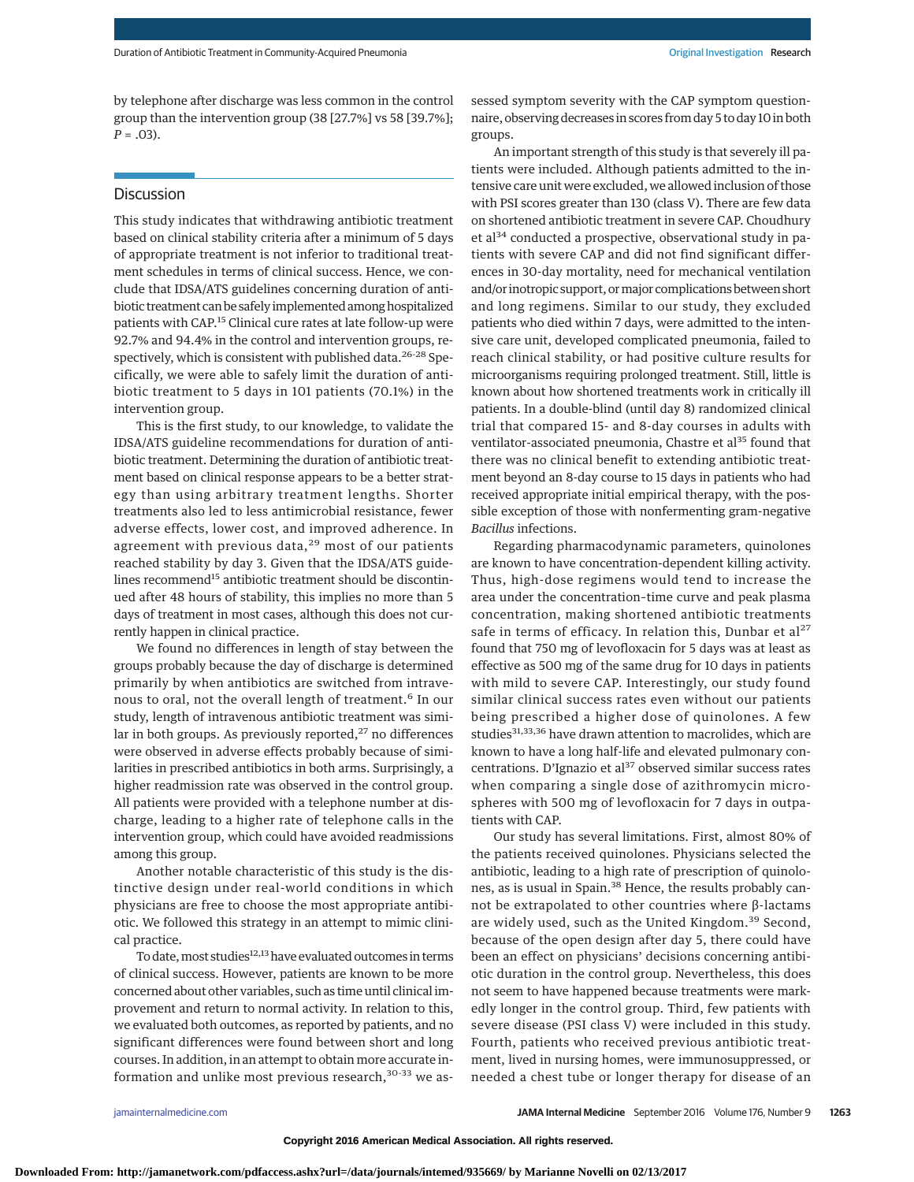by telephone after discharge was less common in the control group than the intervention group (38 [27.7%] vs 58 [39.7%]; $P = .03$).

## Discussion

This study indicates that withdrawing antibiotic treatment based on clinical stability criteria after a minimum of 5 days of appropriate treatment is not inferior to traditional treatment schedules in terms of clinical success. Hence, we conclude that IDSA/ATS guidelines concerning duration of antibiotic treatment can be safely implemented among hospitalized patients with CAP.[15] Clinical cure rates at late follow-up were 92.7% and 94.4% in the control and intervention groups, respectively, which is consistent with published data.[26-28] Specifically, we were able to safely limit the duration of antibiotic treatment to 5 days in 101 patients (70.1%) in the intervention group.

This is the first study, to our knowledge, to validate the IDSA/ATS guideline recommendations for duration of antibiotic treatment. Determining the duration of antibiotic treatment based on clinical response appears to be a better strategy than using arbitrary treatment lengths. Shorter treatments also led to less antimicrobial resistance, fewer adverse effects, lower cost, and improved adherence. In agreement with previous data,[29] most of our patients reached stability by day 3. Given that the IDSA/ATS guidelines recommend[15] antibiotic treatment should be discontinued after 48 hours of stability, this implies no more than 5 days of treatment in most cases, although this does not currently happen in clinical practice.

We found no differences in length of stay between the groups probably because the day of discharge is determined primarily by when antibiotics are switched from intravenous to oral, not the overall length of treatment.[6] In our study, length of intravenous antibiotic treatment was similar in both groups. As previously reported,[27] no differences were observed in adverse effects probably because of similarities in prescribed antibiotics in both arms. Surprisingly, a higher readmission rate was observed in the control group. All patients were provided with a telephone number at discharge, leading to a higher rate of telephone calls in the intervention group, which could have avoided readmissions among this group.

Another notable characteristic of this study is the distinctive design under real-world conditions in which physicians are free to choose the most appropriate antibiotic. We followed this strategy in an attempt to mimic clinical practice.

To date, most studies[12,13] have evaluated outcomes in terms of clinical success. However, patients are known to be more concerned about other variables, such as time until clinical improvement and return to normal activity. In relation to this, we evaluated both outcomes, as reported by patients, and no significant differences were found between short and long courses. In addition, in an attempt to obtain more accurate information and unlike most previous research,[30-33] we assessed symptom severity with the CAP symptom questionnaire, observing decreases in scores from day 5 to day 10 in both groups.

An important strength of this study is that severely ill patients were included. Although patients admitted to the intensive care unit were excluded, we allowed inclusion of those with PSI scores greater than 130 (class V). There are few data on shortened antibiotic treatment in severe CAP. Choudhury et al[34] conducted a prospective, observational study in patients with severe CAP and did not find significant differences in 30-day mortality, need for mechanical ventilation and/or inotropic support, or major complications between short and long regimens. Similar to our study, they excluded patients who died within 7 days, were admitted to the intensive care unit, developed complicated pneumonia, failed to reach clinical stability, or had positive culture results for microorganisms requiring prolonged treatment. Still, little is known about how shortened treatments work in critically ill patients. In a double-blind (until day 8) randomized clinical trial that compared 15- and 8-day courses in adults with ventilator-associated pneumonia, Chastre et al[35] found that there was no clinical benefit to extending antibiotic treatment beyond an 8-day course to 15 days in patients who had received appropriate initial empirical therapy, with the possible exception of those with nonfermenting gram-negative *Bacillus* infections.

Regarding pharmacodynamic parameters, quinolones are known to have concentration-dependent killing activity. Thus, high-dose regimens would tend to increase the area under the concentration-time curve and peak plasma concentration, making shortened antibiotic treatments safe in terms of efficacy. In relation this, Dunbar et al[27] found that 750 mg of levofloxacin for 5 days was at least as effective as 500 mg of the same drug for 10 days in patients with mild to severe CAP. Interestingly, our study found similar clinical success rates even without our patients being prescribed a higher dose of quinolones. A few studies[31,33,36] have drawn attention to macrolides, which are known to have a long half-life and elevated pulmonary concentrations. D'Ignazio et al[37] observed similar success rates when comparing a single dose of azithromycin microspheres with 500 mg of levofloxacin for 7 days in outpatients with CAP.

Our study has several limitations. First, almost 80% of the patients received quinolones. Physicians selected the antibiotic, leading to a high rate of prescription of quinolones, as is usual in Spain.[38] Hence, the results probably cannot be extrapolated to other countries where β-lactams are widely used, such as the United Kingdom.[39] Second, because of the open design after day 5, there could have been an effect on physicians' decisions concerning antibiotic duration in the control group. Nevertheless, this does not seem to have happened because treatments were markedly longer in the control group. Third, few patients with severe disease (PSI class V) were included in this study. Fourth, patients who received previous antibiotic treatment, lived in nursing homes, were immunosuppressed, or needed a chest tube or longer therapy for disease of an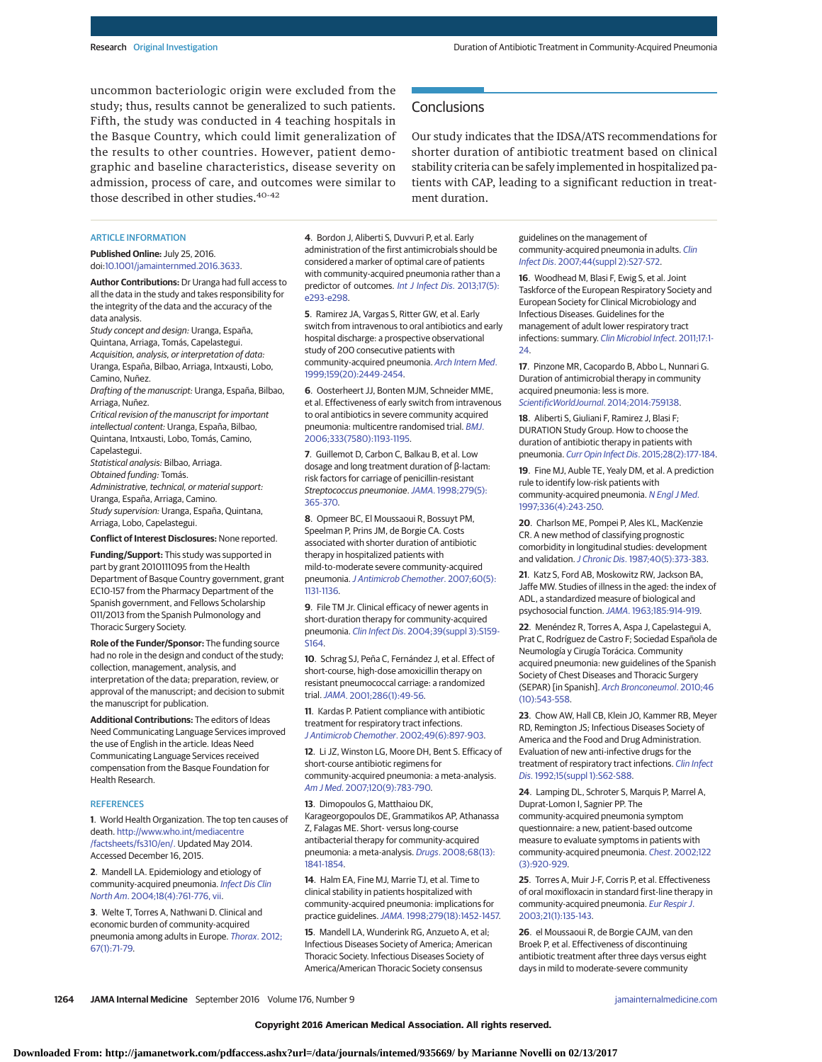uncommon bacteriologic origin were excluded from the study; thus, results cannot be generalized to such patients. Fifth, the study was conducted in 4 teaching hospitals in the Basque Country, which could limit generalization of the results to other countries. However, patient demographic and baseline characteristics, disease severity on admission, process of care, and outcomes were similar to those described in other studies.[40-42]

## Conclusions

Our study indicates that the IDSA/ATS recommendations for shorter duration of antibiotic treatment based on clinical stability criteria can be safely implemented in hospitalized patients with CAP, leading to a significant reduction in treatment duration.

### ARTICLE INFORMATION

**Published Online:** July 25, 2016. doi:10.1001/jamainternmed.2016.3633.

**Author Contributions:** Dr Uranga had full access to all the data in the study and takes responsibility for the integrity of the data and the accuracy of the data analysis.
*Study concept and design:* Uranga, España, Quintana, Arriaga, Tomás, Capelastegui.
*Acquisition, analysis, or interpretation of data:* Uranga, España, Bilbao, Arriaga, Intxausti, Lobo, Camino, Nuñez.
*Drafting of the manuscript:* Uranga, España, Bilbao, Arriaga, Nuñez.
*Critical revision of the manuscript for important intellectual content:* Uranga, España, Bilbao, Quintana, Intxausti, Lobo, Tomás, Camino, Capelastegui.
*Statistical analysis:* Bilbao, Arriaga.
*Obtained funding:* Tomás.
*Administrative, technical, or material support:* Uranga, España, Arriaga, Camino.
*Study supervision:* Uranga, España, Quintana, Arriaga, Lobo, Capelastegui.

**Conflict of Interest Disclosures:** None reported.

**Funding/Support:** This study was supported in part by grant 2010111095 from the Health Department of Basque Country government, grant EC10-157 from the Pharmacy Department of the Spanish government, and Fellows Scholarship 011/2013 from the Spanish Pulmonology and Thoracic Surgery Society.

**Role of the Funder/Sponsor:** The funding source had no role in the design and conduct of the study; collection, management, analysis, and interpretation of the data; preparation, review, or approval of the manuscript; and decision to submit the manuscript for publication.

**Additional Contributions:** The editors of Ideas Need Communicating Language Services improved the use of English in the article. Ideas Need Communicating Language Services received compensation from the Basque Foundation for Health Research.

### REFERENCES

1. World Health Organization. The top ten causes of death. http://www.who.int/mediacentre/factsheets/fs310/en/. Updated May 2014. Accessed December 16, 2015.

2. Mandell LA. Epidemiology and etiology of community-acquired pneumonia. *Infect Dis Clin North Am*. 2004;18(4):761-776, vii.

3. Welte T, Torres A, Nathwani D. Clinical and economic burden of community-acquired pneumonia among adults in Europe. *Thorax*. 2012;67(1):71-79.

4. Bordon J, Aliberti S, Duvvuri P, et al. Early administration of the first antimicrobials should be considered a marker of optimal care of patients with community-acquired pneumonia rather than a predictor of outcomes. *Int J Infect Dis*. 2013;17(5):e293-e298.

5. Ramirez JA, Vargas S, Ritter GW, et al. Early switch from intravenous to oral antibiotics and early hospital discharge: a prospective observational study of 200 consecutive patients with community-acquired pneumonia. *Arch Intern Med*. 1999;159(20):2449-2454.

6. Oosterheert JJ, Bonten MJM, Schneider MME, et al. Effectiveness of early switch from intravenous to oral antibiotics in severe community acquired pneumonia: multicentre randomised trial. *BMJ*. 2006;333(7580):1193-1195.

7. Guillemot D, Carbon C, Balkau B, et al. Low dosage and long treatment duration of β-lactam: risk factors for carriage of penicillin-resistant *Streptococcus pneumoniae*. *JAMA*. 1998;279(5):365-370.

8. Opmeer BC, El Moussaoui R, Bossuyt PM, Speelman P, Prins JM, de Borgie CA. Costs associated with shorter duration of antibiotic therapy in hospitalized patients with mild-to-moderate severe community-acquired pneumonia. *J Antimicrob Chemother*. 2007;60(5):1131-1136.

9. File TM Jr. Clinical efficacy of newer agents in short-duration therapy for community-acquired pneumonia. *Clin Infect Dis*. 2004;39(suppl 3):S159-S164.

10. Schrag SJ, Peña C, Fernández J, et al. Effect of short-course, high-dose amoxicillin therapy on resistant pneumococcal carriage: a randomized trial. *JAMA*. 2001;286(1):49-56.

11. Kardas P. Patient compliance with antibiotic treatment for respiratory tract infections. *J Antimicrob Chemother*. 2002;49(6):897-903.

12. Li JZ, Winston LG, Moore DH, Bent S. Efficacy of short-course antibiotic regimens for community-acquired pneumonia: a meta-analysis. *Am J Med*. 2007;120(9):783-790.

13. Dimopoulos G, Matthaiou DK, Karageorgopoulos DE, Grammatikos AP, Athanassa Z, Falagas ME. Short- versus long-course antibacterial therapy for community-acquired pneumonia: a meta-analysis. *Drugs*. 2008;68(13):1841-1854.

14. Halm EA, Fine MJ, Marrie TJ, et al. Time to clinical stability in patients hospitalized with community-acquired pneumonia: implications for practice guidelines. *JAMA*. 1998;279(18):1452-1457.

15. Mandell LA, Wunderink RG, Anzueto A, et al; Infectious Diseases Society of America; American Thoracic Society. Infectious Diseases Society of America/American Thoracic Society consensus guidelines on the management of community-acquired pneumonia in adults. *Clin Infect Dis*. 2007;44(suppl 2):S27-S72.

16. Woodhead M, Blasi F, Ewig S, et al. Joint Taskforce of the European Respiratory Society and European Society for Clinical Microbiology and Infectious Diseases. Guidelines for the management of adult lower respiratory tract infections: summary. *Clin Microbiol Infect*. 2011;17:1-24.

17. Pinzone MR, Cacopardo B, Abbo L, Nunnari G. Duration of antimicrobial therapy in community acquired pneumonia: less is more. *ScientificWorldJournal*. 2014;2014:759138.

18. Aliberti S, Giuliani F, Ramirez J, Blasi F; DURATION Study Group. How to choose the duration of antibiotic therapy in patients with pneumonia. *Curr Opin Infect Dis*. 2015;28(2):177-184.

19. Fine MJ, Auble TE, Yealy DM, et al. A prediction rule to identify low-risk patients with community-acquired pneumonia. *N Engl J Med*. 1997;336(4):243-250.

20. Charlson ME, Pompei P, Ales KL, MacKenzie CR. A new method of classifying prognostic comorbidity in longitudinal studies: development and validation. *J Chronic Dis*. 1987;40(5):373-383.

21. Katz S, Ford AB, Moskowitz RW, Jackson BA, Jaffe MW. Studies of illness in the aged: the index of ADL, a standardized measure of biological and psychosocial function. *JAMA*. 1963;185:914-919.

22. Menéndez R, Torres A, Aspa J, Capelastegui A, Prat C, Rodríguez de Castro F; Sociedad Española de Neumología y Cirugía Torácica. Community acquired pneumonia: new guidelines of the Spanish Society of Chest Diseases and Thoracic Surgery (SEPAR) [in Spanish]. *Arch Bronconeumol*. 2010;46(10):543-558.

23. Chow AW, Hall CB, Klein JO, Kammer RB, Meyer RD, Remington JS; Infectious Diseases Society of America and the Food and Drug Administration. Evaluation of new anti-infective drugs for the treatment of respiratory tract infections. *Clin Infect Dis*. 1992;15(suppl 1):S62-S88.

24. Lamping DL, Schroter S, Marquis P, Marrel A, Duprat-Lomon I, Sagnier PP. The community-acquired pneumonia symptom questionnaire: a new, patient-based outcome measure to evaluate symptoms in patients with community-acquired pneumonia. *Chest*. 2002;122(3):920-929.

25. Torres A, Muir J-F, Corris P, et al. Effectiveness of oral moxifloxacin in standard first-line therapy in community-acquired pneumonia. *Eur Respir J*. 2003;21(1):135-143.

26. el Moussaoui R, de Borgie CAJM, van den Broek P, et al. Effectiveness of discontinuing antibiotic treatment after three days versus eight days in mild to moderate-severe community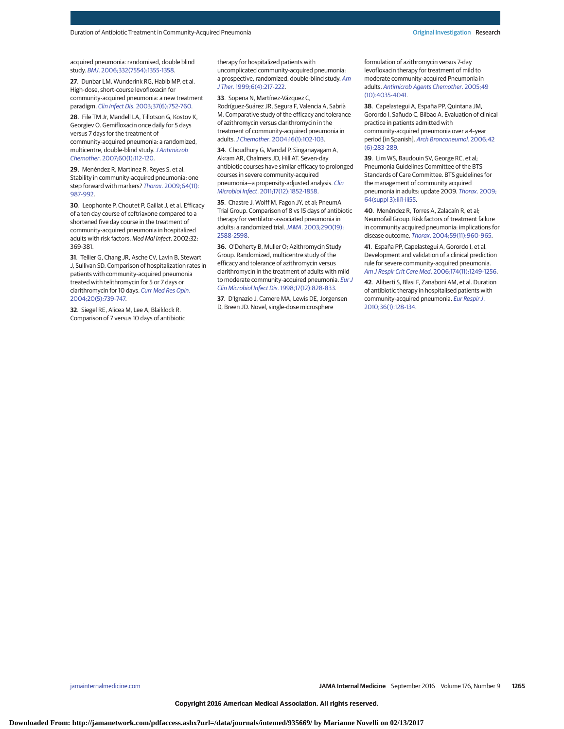acquired pneumonia: randomised, double blind study. *BMJ*. 2006;332(7554):1355-1358.

**27**. Dunbar LM, Wunderink RG, Habib MP, et al. High-dose, short-course levofloxacin for community-acquired pneumonia: a new treatment paradigm. *Clin Infect Dis*. 2003;37(6):752-760.

**28**. File TM Jr, Mandell LA, Tillotson G, Kostov K, Georgiev O. Gemifloxacin once daily for 5 days versus 7 days for the treatment of community-acquired pneumonia: a randomized, multicentre, double-blind study. *J Antimicrob Chemother*. 2007;60(1):112-120.

**29**. Menéndez R, Martinez R, Reyes S, et al. Stability in community-acquired pneumonia: one step forward with markers? *Thorax*. 2009;64(11):987-992.

**30**. Leophonte P, Choutet P, Gaillat J, et al. Efficacy of a ten day course of ceftriaxone compared to a shortened five day course in the treatment of community-acquired pneumonia in hospitalized adults with risk factors. *Med Mal Infect*. 2002;32:369-381.

**31**. Tellier G, Chang JR, Asche CV, Lavin B, Stewart J, Sullivan SD. Comparison of hospitalization rates in patients with community-acquired pneumonia treated with telithromycin for 5 or 7 days or clarithromycin for 10 days. *Curr Med Res Opin*. 2004;20(5):739-747.

**32**. Siegel RE, Alicea M, Lee A, Blaiklock R. Comparison of 7 versus 10 days of antibiotic therapy for hospitalized patients with uncomplicated community-acquired pneumonia: a prospective, randomized, double-blind study. *Am J Ther*. 1999;6(4):217-222.

**33**. Sopena N, Martínez-Vázquez C, Rodríguez-Suárez JR, Segura F, Valencia A, Sabrià M. Comparative study of the efficacy and tolerance of azithromycin versus clarithromycin in the treatment of community-acquired pneumonia in adults. *J Chemother*. 2004;16(1):102-103.

**34**. Choudhury G, Mandal P, Singanayagam A, Akram AR, Chalmers JD, Hill AT. Seven-day antibiotic courses have similar efficacy to prolonged courses in severe community-acquired pneumonia—a propensity-adjusted analysis. *Clin Microbiol Infect*. 2011;17(12):1852-1858.

**35**. Chastre J, Wolff M, Fagon JY, et al; PneumA Trial Group. Comparison of 8 vs 15 days of antibiotic therapy for ventilator-associated pneumonia in adults: a randomized trial. *JAMA*. 2003;290(19):2588-2598.

**36**. O'Doherty B, Muller O; Azithromycin Study Group. Randomized, multicentre study of the efficacy and tolerance of azithromycin versus clarithromycin in the treatment of adults with mild to moderate community-acquired pneumonia. *Eur J Clin Microbiol Infect Dis*. 1998;17(12):828-833.

**37**. D'Ignazio J, Camere MA, Lewis DE, Jorgensen D, Breen JD. Novel, single-dose microsphere formulation of azithromycin versus 7-day levofloxacin therapy for treatment of mild to moderate community-acquired Pneumonia in adults. *Antimicrob Agents Chemother*. 2005;49(10):4035-4041.

**38**. Capelastegui A, España PP, Quintana JM, Gorordo I, Sañudo C, Bilbao A. Evaluation of clinical practice in patients admitted with community-acquired pneumonia over a 4-year period [in Spanish]. *Arch Bronconeumol*. 2006;42(6):283-289.

**39**. Lim WS, Baudouin SV, George RC, et al; Pneumonia Guidelines Committee of the BTS Standards of Care Committee. BTS guidelines for the management of community acquired pneumonia in adults: update 2009. *Thorax*. 2009;64(suppl 3):iii1-iii55.

**40**. Menéndez R, Torres A, Zalacaín R, et al; Neumofail Group. Risk factors of treatment failure in community acquired pneumonia: implications for disease outcome. *Thorax*. 2004;59(11):960-965.

**41**. España PP, Capelastegui A, Gorordo I, et al. Development and validation of a clinical prediction rule for severe community-acquired pneumonia. *Am J Respir Crit Care Med*. 2006;174(11):1249-1256.

**42**. Aliberti S, Blasi F, Zanaboni AM, et al. Duration of antibiotic therapy in hospitalised patients with community-acquired pneumonia. *Eur Respir J*. 2010;36(1):128-134.